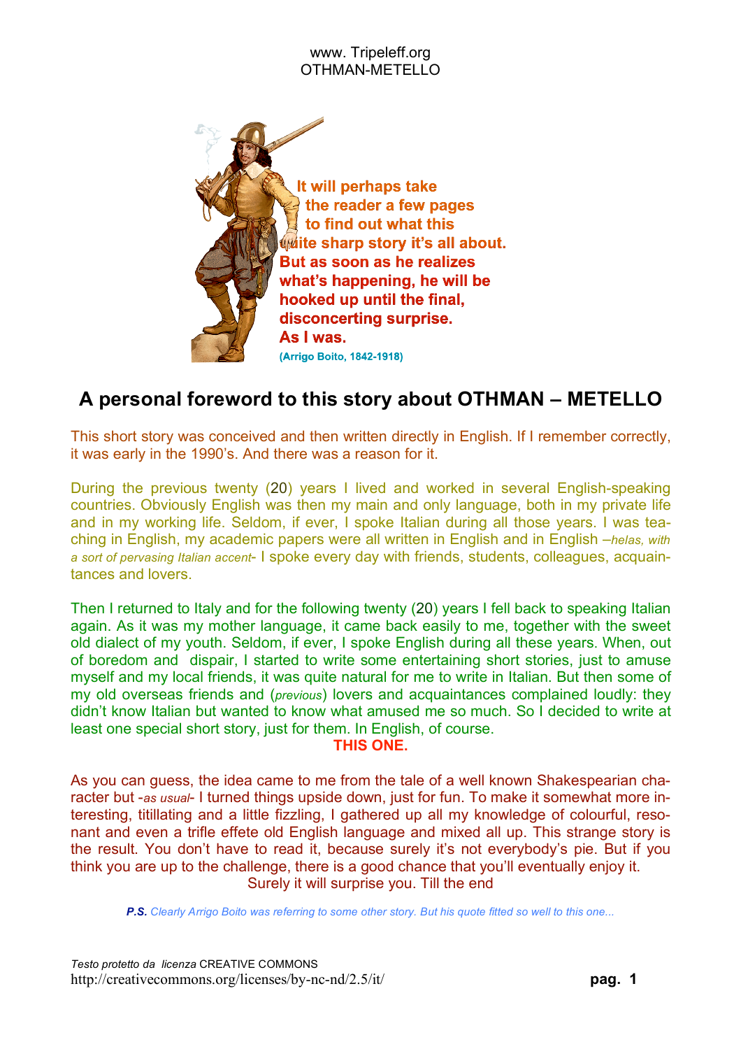www. Tripeleff.org
OTHMAN-METELLO

**It will perhaps take the reader a few pages to find out what this quite sharp story it's all about. But as soon as he realizes what's happening, he will be hooked up until the final, disconcerting surprise. As I was.**
**(Arrigo Boito, 1842-1918)**

## A personal foreword to this story about OTHMAN – METELLO

This short story was conceived and then written directly in English. If I remember correctly, it was early in the 1990's. And there was a reason for it.

During the previous twenty (20) years I lived and worked in several English-speaking countries. Obviously English was then my main and only language, both in my private life and in my working life. Seldom, if ever, I spoke Italian during all those years. I was teaching in English, my academic papers were all written in English and in English –*helas, with a sort of pervasing Italian accent*- I spoke every day with friends, students, colleagues, acquaintances and lovers.

Then I returned to Italy and for the following twenty (20) years I fell back to speaking Italian again. As it was my mother language, it came back easily to me, together with the sweet old dialect of my youth. Seldom, if ever, I spoke English during all these years. When, out of boredom and dispair, I started to write some entertaining short stories, just to amuse myself and my local friends, it was quite natural for me to write in Italian. But then some of my old overseas friends and (*previous*) lovers and acquaintances complained loudly: they didn't know Italian but wanted to know what amused me so much. So I decided to write at least one special short story, just for them. In English, of course.

**THIS ONE.**

As you can guess, the idea came to me from the tale of a well known Shakespearian character but -*as usual*- I turned things upside down, just for fun. To make it somewhat more interesting, titillating and a little fizzling, I gathered up all my knowledge of colourful, resonant and even a trifle effete old English language and mixed all up. This strange story is the result. You don't have to read it, because surely it's not everybody's pie. But if you think you are up to the challenge, there is a good chance that you'll eventually enjoy it.

Surely it will surprise you. Till the end

***P.S.*** *Clearly Arrigo Boito was referring to some other story. But his quote fitted so well to this one...*

*Testo protetto da licenza* CREATIVE COMMONS
http://creativecommons.org/licenses/by-nc-nd/2.5/it/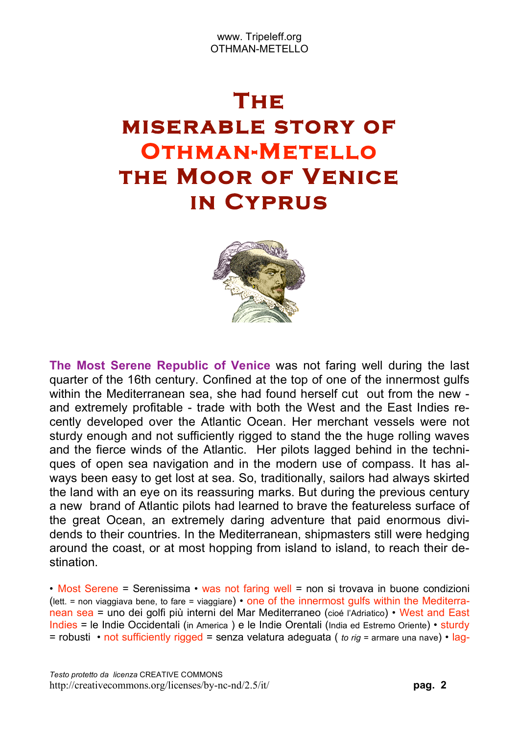# The miserable story of Othman-Metello the Moor of Venice in Cyprus

**The Most Serene Republic of Venice** was not faring well during the last quarter of the 16th century. Confined at the top of one of the innermost gulfs within the Mediterranean sea, she had found herself cut out from the new - and extremely profitable - trade with both the West and the East Indies recently developed over the Atlantic Ocean. Her merchant vessels were not sturdy enough and not sufficiently rigged to stand the the huge rolling waves and the fierce winds of the Atlantic. Her pilots lagged behind in the techniques of open sea navigation and in the modern use of compass. It has always been easy to get lost at sea. So, traditionally, sailors had always skirted the land with an eye on its reassuring marks. But during the previous century a new brand of Atlantic pilots had learned to brave the featureless surface of the great Ocean, an extremely daring adventure that paid enormous dividends to their countries. In the Mediterranean, shipmasters still were hedging around the coast, or at most hopping from island to island, to reach their destination.

• Most Serene = Serenissima • was not faring well = non si trovava in buone condizioni (lett. = non viaggiava bene, to fare = viaggiare) • one of the innermost gulfs within the Mediterranean sea = uno dei golfi più interni del Mar Mediterraneo (cioé l'Adriatico) • West and East Indies = le Indie Occidentali (in America ) e le Indie Orentali (India ed Estremo Oriente) • sturdy = robusti • not sufficiently rigged = senza velatura adeguata ( *to rig* = armare una nave) • lag-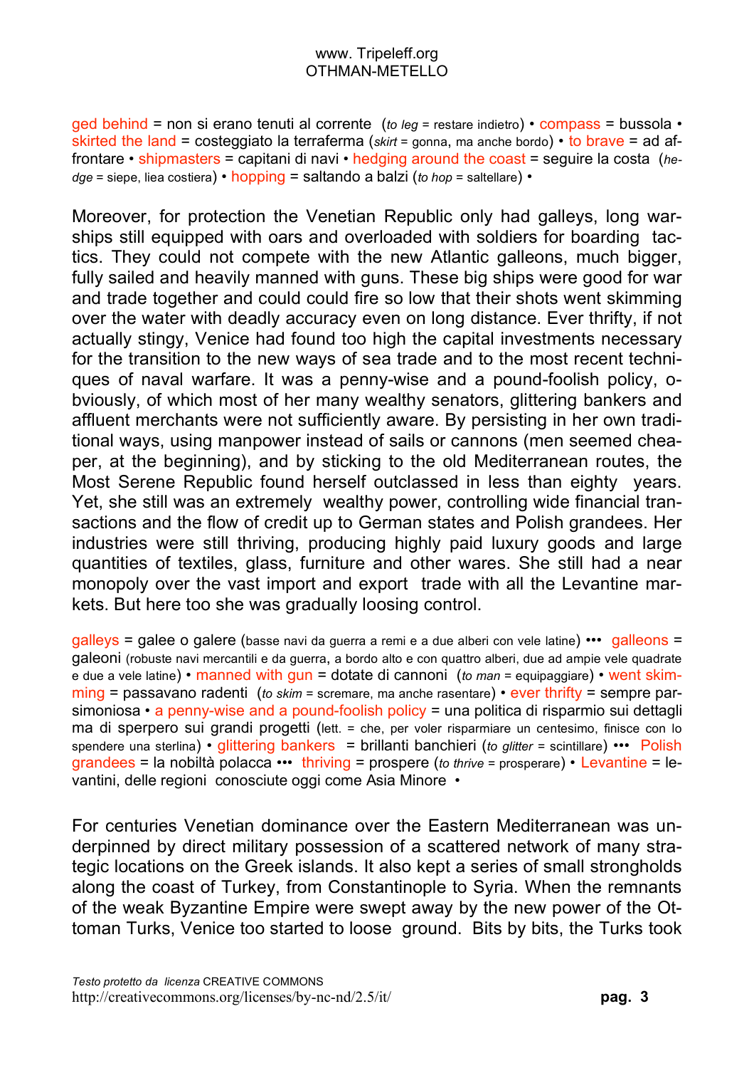ged behind = non si erano tenuti al corrente (*to leg* = restare indietro) • compass = bussola • skirted the land = costeggiato la terraferma (*skirt* = gonna, ma anche bordo) • to brave = ad affrontare • shipmasters = capitani di navi • hedging around the coast = seguire la costa (*hedge* = siepe, liea costiera) • hopping = saltando a balzi (*to hop* = saltellare) •

Moreover, for protection the Venetian Republic only had galleys, long warships still equipped with oars and overloaded with soldiers for boarding tactics. They could not compete with the new Atlantic galleons, much bigger, fully sailed and heavily manned with guns. These big ships were good for war and trade together and could could fire so low that their shots went skimming over the water with deadly accuracy even on long distance. Ever thrifty, if not actually stingy, Venice had found too high the capital investments necessary for the transition to the new ways of sea trade and to the most recent techniques of naval warfare. It was a penny-wise and a pound-foolish policy, obviously, of which most of her many wealthy senators, glittering bankers and affluent merchants were not sufficiently aware. By persisting in her own traditional ways, using manpower instead of sails or cannons (men seemed cheaper, at the beginning), and by sticking to the old Mediterranean routes, the Most Serene Republic found herself outclassed in less than eighty years. Yet, she still was an extremely wealthy power, controlling wide financial transactions and the flow of credit up to German states and Polish grandees. Her industries were still thriving, producing highly paid luxury goods and large quantities of textiles, glass, furniture and other wares. She still had a near monopoly over the vast import and export trade with all the Levantine markets. But here too she was gradually loosing control.

galleys = galee o galere (basse navi da guerra a remi e a due alberi con vele latine) ••• galleons = galeoni (robuste navi mercantili e da guerra, a bordo alto e con quattro alberi, due ad ampie vele quadrate e due a vele latine) • manned with gun = dotate di cannoni (*to man* = equipaggiare) • went skimming = passavano radenti (*to skim* = scremare, ma anche rasentare) • ever thrifty = sempre parsimoniosa • a penny-wise and a pound-foolish policy = una politica di risparmio sui dettagli ma di sperpero sui grandi progetti (lett. = che, per voler risparmiare un centesimo, finisce con lo spendere una sterlina) • glittering bankers = brillanti banchieri (*to glitter* = scintillare) ••• Polish grandees = la nobiltà polacca ••• thriving = prospere (*to thrive* = prosperare) • Levantine = levantini, delle regioni conosciute oggi come Asia Minore •

For centuries Venetian dominance over the Eastern Mediterranean was underpinned by direct military possession of a scattered network of many strategic locations on the Greek islands. It also kept a series of small strongholds along the coast of Turkey, from Constantinople to Syria. When the remnants of the weak Byzantine Empire were swept away by the new power of the Ottoman Turks, Venice too started to loose ground. Bits by bits, the Turks took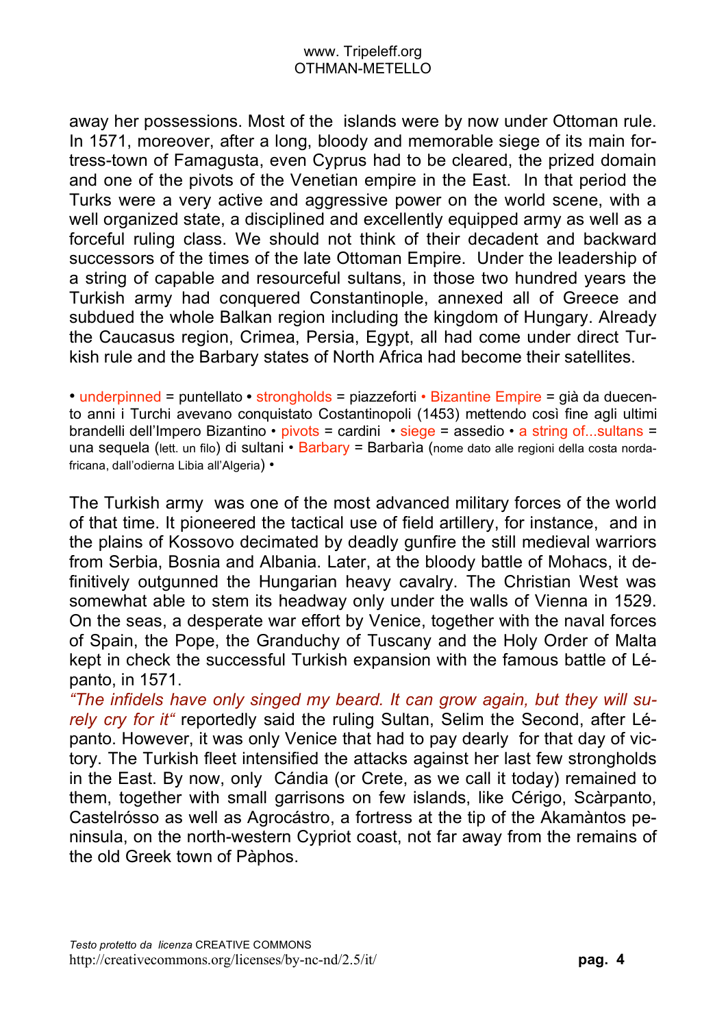away her possessions. Most of the islands were by now under Ottoman rule. In 1571, moreover, after a long, bloody and memorable siege of its main fortress-town of Famagusta, even Cyprus had to be cleared, the prized domain and one of the pivots of the Venetian empire in the East. In that period the Turks were a very active and aggressive power on the world scene, with a well organized state, a disciplined and excellently equipped army as well as a forceful ruling class. We should not think of their decadent and backward successors of the times of the late Ottoman Empire. Under the leadership of a string of capable and resourceful sultans, in those two hundred years the Turkish army had conquered Constantinople, annexed all of Greece and subdued the whole Balkan region including the kingdom of Hungary. Already the Caucasus region, Crimea, Persia, Egypt, all had come under direct Turkish rule and the Barbary states of North Africa had become their satellites.

• underpinned = puntellato • strongholds = piazzeforti • Bizantine Empire = già da duecento anni i Turchi avevano conquistato Costantinopoli (1453) mettendo così fine agli ultimi brandelli dell'Impero Bizantino • pivots = cardini • siege = assedio • a string of...sultans = una sequela (lett. un filo) di sultani • Barbary = Barbarìa (nome dato alle regioni della costa nordafricana, dall'odierna Libia all'Algeria) •

The Turkish army was one of the most advanced military forces of the world of that time. It pioneered the tactical use of field artillery, for instance, and in the plains of Kossovo decimated by deadly gunfire the still medieval warriors from Serbia, Bosnia and Albania. Later, at the bloody battle of Mohacs, it definitively outgunned the Hungarian heavy cavalry. The Christian West was somewhat able to stem its headway only under the walls of Vienna in 1529. On the seas, a desperate war effort by Venice, together with the naval forces of Spain, the Pope, the Granduchy of Tuscany and the Holy Order of Malta kept in check the successful Turkish expansion with the famous battle of Lépanto, in 1571.

*"The infidels have only singed my beard. It can grow again, but they will surely cry for it"* reportedly said the ruling Sultan, Selim the Second, after Lépanto. However, it was only Venice that had to pay dearly for that day of victory. The Turkish fleet intensified the attacks against her last few strongholds in the East. By now, only Cándia (or Crete, as we call it today) remained to them, together with small garrisons on few islands, like Cérigo, Scàrpanto, Castelrósso as well as Agrocástro, a fortress at the tip of the Akamàntos peninsula, on the north-western Cypriot coast, not far away from the remains of the old Greek town of Pàphos.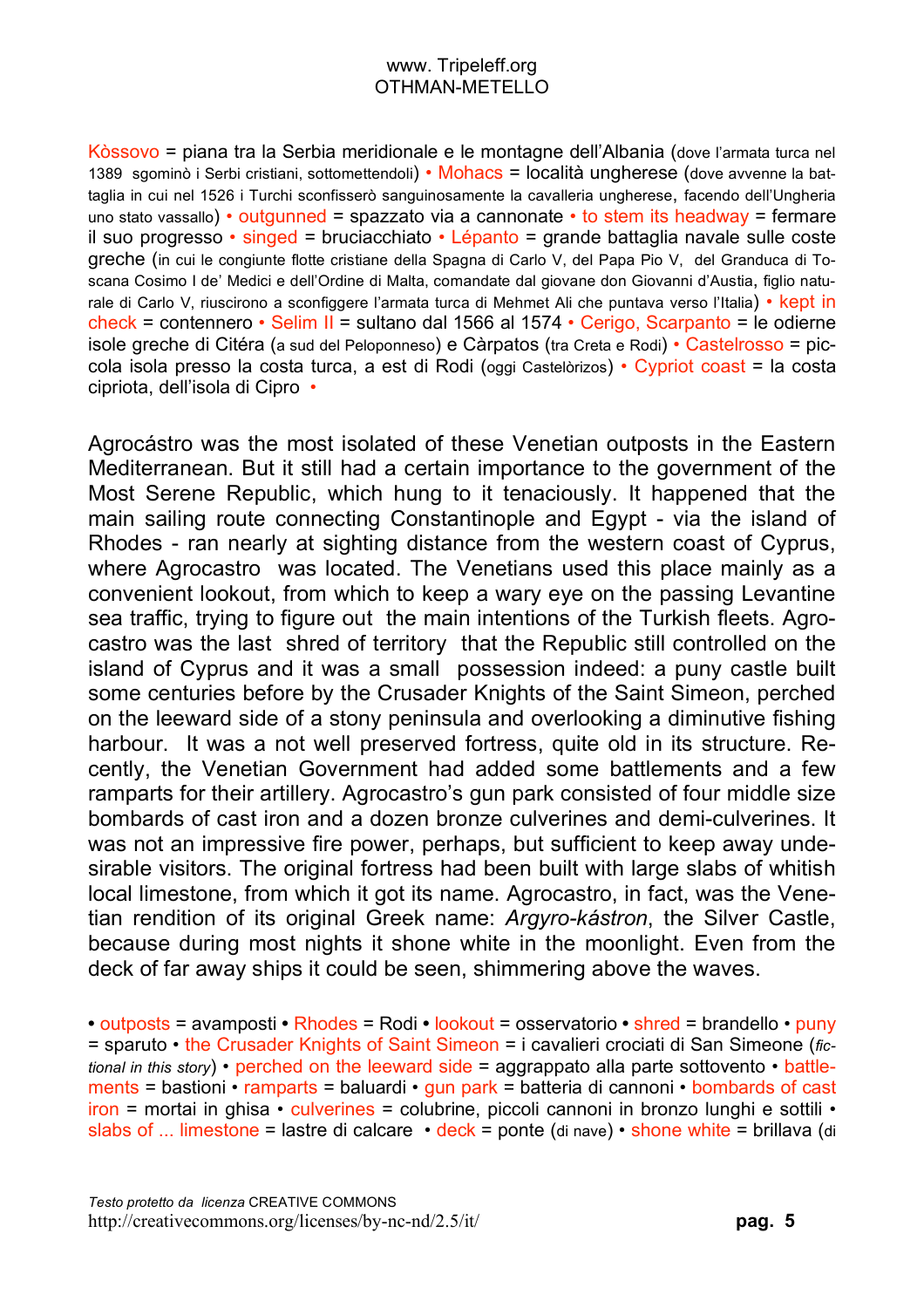Kòssovo = piana tra la Serbia meridionale e le montagne dell'Albania (dove l'armata turca nel 1389 sgominò i Serbi cristiani, sottomettendoli) • Mohacs = località ungherese (dove avvenne la battaglia in cui nel 1526 i Turchi sconfisserò sanguinosamente la cavalleria ungherese, facendo dell'Ungheria uno stato vassallo) • outgunned = spazzato via a cannonate • to stem its headway = fermare il suo progresso • singed = bruciacchiato • Lépanto = grande battaglia navale sulle coste greche (in cui le congiunte flotte cristiane della Spagna di Carlo V, del Papa Pio V, del Granduca di Toscana Cosimo I de' Medici e dell'Ordine di Malta, comandate dal giovane don Giovanni d'Austia, figlio naturale di Carlo V, riuscirono a sconfiggere l'armata turca di Mehmet Ali che puntava verso l'Italia) • kept in check = contennero • Selim II = sultano dal 1566 al 1574 • Cerigo, Scarpanto = le odierne isole greche di Citéra (a sud del Peloponneso) e Càrpatos (tra Creta e Rodi) • Castelrosso = piccola isola presso la costa turca, a est di Rodi (oggi Castelòrizos) • Cypriot coast = la costa cipriota, dell'isola di Cipro •

Agrocástro was the most isolated of these Venetian outposts in the Eastern Mediterranean. But it still had a certain importance to the government of the Most Serene Republic, which hung to it tenaciously. It happened that the main sailing route connecting Constantinople and Egypt - via the island of Rhodes - ran nearly at sighting distance from the western coast of Cyprus, where Agrocastro was located. The Venetians used this place mainly as a convenient lookout, from which to keep a wary eye on the passing Levantine sea traffic, trying to figure out the main intentions of the Turkish fleets. Agrocastro was the last shred of territory that the Republic still controlled on the island of Cyprus and it was a small possession indeed: a puny castle built some centuries before by the Crusader Knights of the Saint Simeon, perched on the leeward side of a stony peninsula and overlooking a diminutive fishing harbour. It was a not well preserved fortress, quite old in its structure. Recently, the Venetian Government had added some battlements and a few ramparts for their artillery. Agrocastro's gun park consisted of four middle size bombards of cast iron and a dozen bronze culverines and demi-culverines. It was not an impressive fire power, perhaps, but sufficient to keep away undesirable visitors. The original fortress had been built with large slabs of whitish local limestone, from which it got its name. Agrocastro, in fact, was the Venetian rendition of its original Greek name: *Argyro-kástron*, the Silver Castle, because during most nights it shone white in the moonlight. Even from the deck of far away ships it could be seen, shimmering above the waves.

• outposts = avamposti • Rhodes = Rodi • lookout = osservatorio • shred = brandello • puny = sparuto • the Crusader Knights of Saint Simeon = i cavalieri crociati di San Simeone (*fictional in this story*) • perched on the leeward side = aggrappato alla parte sottovento • battlements = bastioni • ramparts = baluardi • gun park = batteria di cannoni • bombards of cast iron = mortai in ghisa • culverines = colubrine, piccoli cannoni in bronzo lunghi e sottili • slabs of ... limestone = lastre di calcare • deck = ponte (di nave) • shone white = brillava (di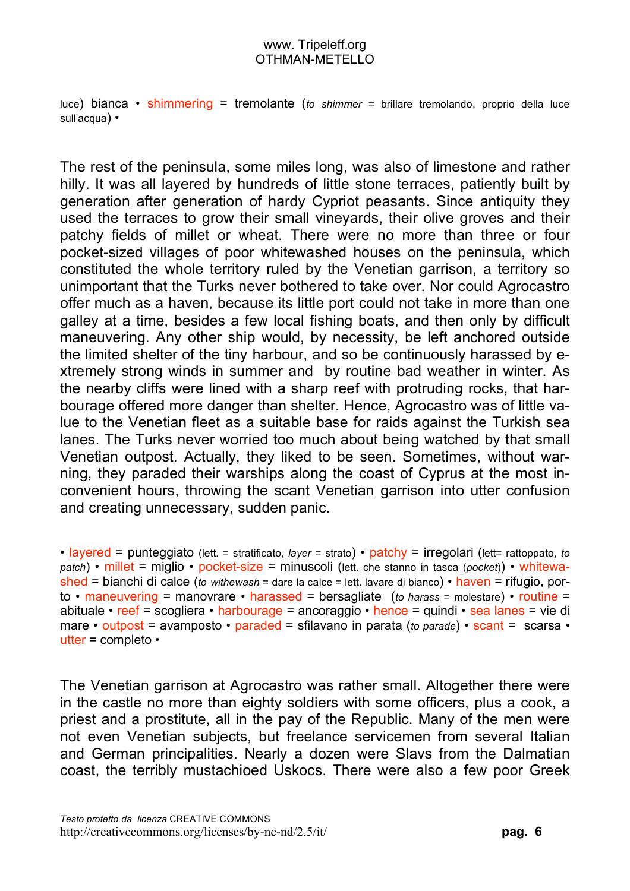luce) bianca • shimmering = tremolante (*to shimmer* = brillare tremolando, proprio della luce sull'acqua) •

The rest of the peninsula, some miles long, was also of limestone and rather hilly. It was all layered by hundreds of little stone terraces, patiently built by generation after generation of hardy Cypriot peasants. Since antiquity they used the terraces to grow their small vineyards, their olive groves and their patchy fields of millet or wheat. There were no more than three or four pocket-sized villages of poor whitewashed houses on the peninsula, which constituted the whole territory ruled by the Venetian garrison, a territory so unimportant that the Turks never bothered to take over. Nor could Agrocastro offer much as a haven, because its little port could not take in more than one galley at a time, besides a few local fishing boats, and then only by difficult maneuvering. Any other ship would, by necessity, be left anchored outside the limited shelter of the tiny harbour, and so be continuously harassed by extremely strong winds in summer and by routine bad weather in winter. As the nearby cliffs were lined with a sharp reef with protruding rocks, that harbourage offered more danger than shelter. Hence, Agrocastro was of little value to the Venetian fleet as a suitable base for raids against the Turkish sea lanes. The Turks never worried too much about being watched by that small Venetian outpost. Actually, they liked to be seen. Sometimes, without warning, they paraded their warships along the coast of Cyprus at the most inconvenient hours, throwing the scant Venetian garrison into utter confusion and creating unnecessary, sudden panic.

• layered = punteggiato (lett. = stratificato, *layer* = strato) • patchy = irregolari (lett= rattoppato, *to patch*) • millet = miglio • pocket-size = minuscoli (lett. che stanno in tasca (*pocket*)) • whitewashed = bianchi di calce (*to withewash* = dare la calce = lett. lavare di bianco) • haven = rifugio, porto • maneuvering = manovrare • harassed = bersagliate (*to harass* = molestare) • routine = abituale • reef = scogliera • harbourage = ancoraggio • hence = quindi • sea lanes = vie di mare • outpost = avamposto • paraded = sfilavano in parata (*to parade*) • scant = scarsa • utter = completo •

The Venetian garrison at Agrocastro was rather small. Altogether there were in the castle no more than eighty soldiers with some officers, plus a cook, a priest and a prostitute, all in the pay of the Republic. Many of the men were not even Venetian subjects, but freelance servicemen from several Italian and German principalities. Nearly a dozen were Slavs from the Dalmatian coast, the terribly mustachioed Uskocs. There were also a few poor Greek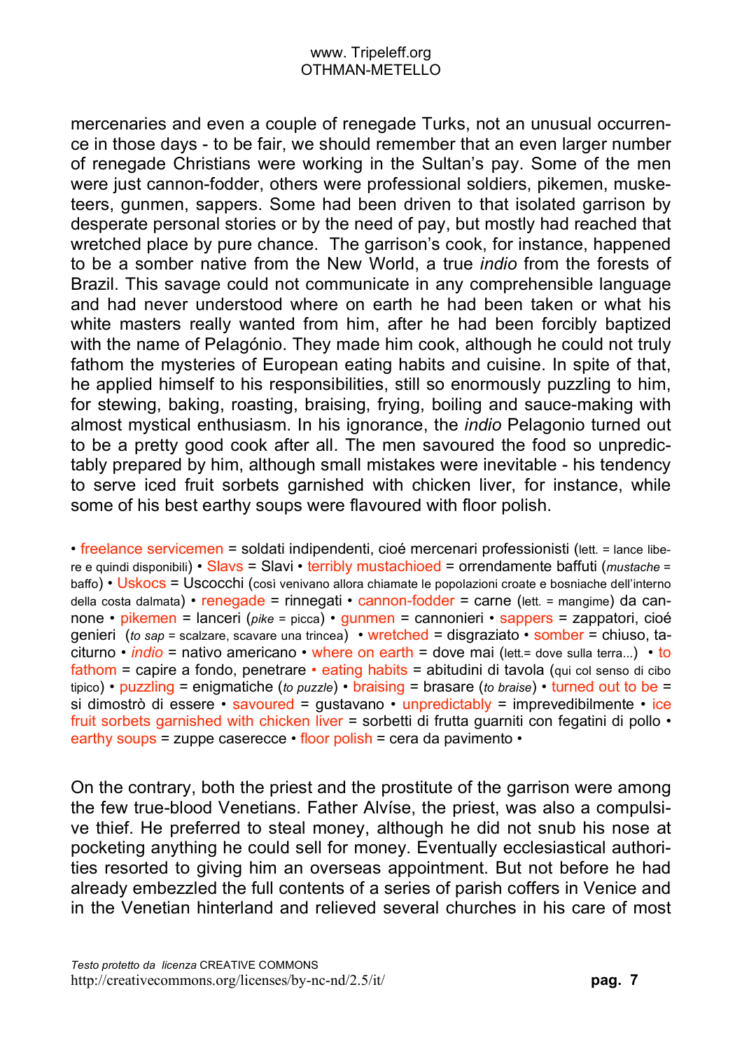mercenaries and even a couple of renegade Turks, not an unusual occurrence in those days - to be fair, we should remember that an even larger number of renegade Christians were working in the Sultan's pay. Some of the men were just cannon-fodder, others were professional soldiers, pikemen, musketeers, gunmen, sappers. Some had been driven to that isolated garrison by desperate personal stories or by the need of pay, but mostly had reached that wretched place by pure chance. The garrison's cook, for instance, happened to be a somber native from the New World, a true *indio* from the forests of Brazil. This savage could not communicate in any comprehensible language and had never understood where on earth he had been taken or what his white masters really wanted from him, after he had been forcibly baptized with the name of Pelagónio. They made him cook, although he could not truly fathom the mysteries of European eating habits and cuisine. In spite of that, he applied himself to his responsibilities, still so enormously puzzling to him, for stewing, baking, roasting, braising, frying, boiling and sauce-making with almost mystical enthusiasm. In his ignorance, the *indio* Pelagonio turned out to be a pretty good cook after all. The men savoured the food so unpredictably prepared by him, although small mistakes were inevitable - his tendency to serve iced fruit sorbets garnished with chicken liver, for instance, while some of his best earthy soups were flavoured with floor polish.

• freelance servicemen = soldati indipendenti, cioé mercenari professionisti (lett. = lance libere e quindi disponibili) • Slavs = Slavi • terribly mustachioed = orrendamente baffuti (*mustache* = baffo) • Uskocs = Uscocchi (così venivano allora chiamate le popolazioni croate e bosniache dell'interno della costa dalmata) • renegade = rinnegati • cannon-fodder = carne (lett. = mangime) da cannone • pikemen = lanceri (*pike* = picca) • gunmen = cannonieri • sappers = zappatori, cioé genieri (*to sap* = scalzare, scavare una trincea) • wretched = disgraziato • somber = chiuso, taciturno • *indio* = nativo americano • where on earth = dove mai (lett.= dove sulla terra...) • to fathom = capire a fondo, penetrare • eating habits = abitudini di tavola (qui col senso di cibo tipico) • puzzling = enigmatiche (*to puzzle*) • braising = brasare (*to braise*) • turned out to be = si dimostrò di essere • savoured = gustavano • unpredictably = imprevedibilmente • ice fruit sorbets garnished with chicken liver = sorbetti di frutta guarniti con fegatini di pollo • earthy soups = zuppe casereccе • floor polish = cera da pavimento •

On the contrary, both the priest and the prostitute of the garrison were among the few true-blood Venetians. Father Alvíse, the priest, was also a compulsive thief. He preferred to steal money, although he did not snub his nose at pocketing anything he could sell for money. Eventually ecclesiastical authorities resorted to giving him an overseas appointment. But not before he had already embezzled the full contents of a series of parish coffers in Venice and in the Venetian hinterland and relieved several churches in his care of most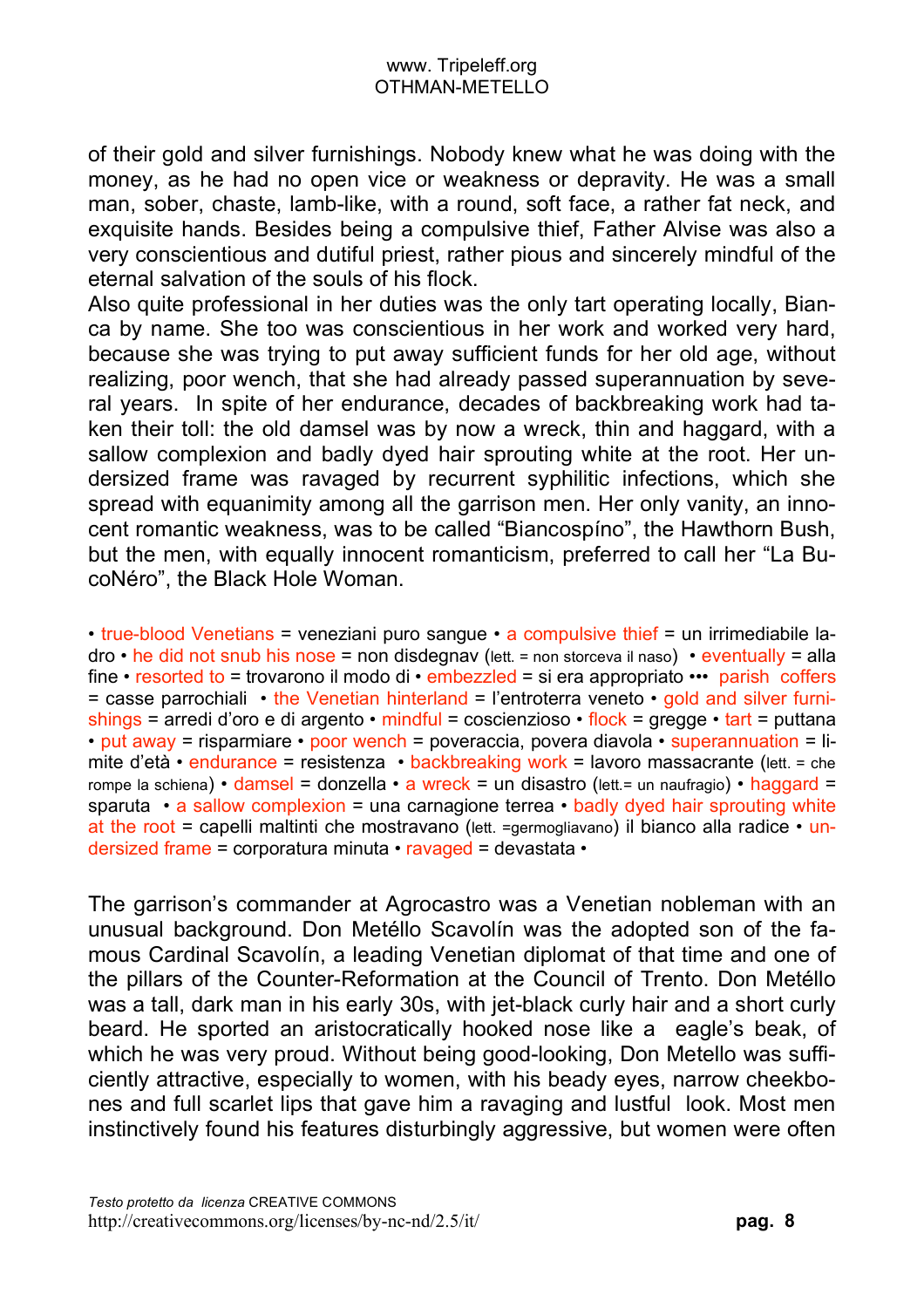of their gold and silver furnishings. Nobody knew what he was doing with the money, as he had no open vice or weakness or depravity. He was a small man, sober, chaste, lamb-like, with a round, soft face, a rather fat neck, and exquisite hands. Besides being a compulsive thief, Father Alvise was also a very conscientious and dutiful priest, rather pious and sincerely mindful of the eternal salvation of the souls of his flock.

Also quite professional in her duties was the only tart operating locally, Bianca by name. She too was conscientious in her work and worked very hard, because she was trying to put away sufficient funds for her old age, without realizing, poor wench, that she had already passed superannuation by several years. In spite of her endurance, decades of backbreaking work had taken their toll: the old damsel was by now a wreck, thin and haggard, with a sallow complexion and badly dyed hair sprouting white at the root. Her undersized frame was ravaged by recurrent syphilitic infections, which she spread with equanimity among all the garrison men. Her only vanity, an innocent romantic weakness, was to be called "Biancospíno", the Hawthorn Bush, but the men, with equally innocent romanticism, preferred to call her "La BucoNéro", the Black Hole Woman.

• true-blood Venetians = veneziani puro sangue • a compulsive thief = un irrimediabile ladro • he did not snub his nose = non disdegnav (lett. = non storceva il naso) • eventually = alla fine • resorted to = trovarono il modo di • embezzled = si era appropriato ••• parish coffers = casse parrochiali • the Venetian hinterland = l'entroterra veneto • gold and silver furnishings = arredi d'oro e di argento • mindful = coscienzioso • flock = gregge • tart = puttana • put away = risparmiare • poor wench = poveraccia, povera diavola • superannuation = limite d'età • endurance = resistenza • backbreaking work = lavoro massacrante (lett. = che rompe la schiena) • damsel = donzella • a wreck = un disastro (lett.= un naufragio) • haggard = sparuta • a sallow complexion = una carnagione terrea • badly dyed hair sprouting white at the root = capelli maltinti che mostravano (lett. =germogliavano) il bianco alla radice • undersized frame = corporatura minuta • ravaged = devastata •

The garrison's commander at Agrocastro was a Venetian nobleman with an unusual background. Don Metéllo Scavolín was the adopted son of the famous Cardinal Scavolín, a leading Venetian diplomat of that time and one of the pillars of the Counter-Reformation at the Council of Trento. Don Metéllo was a tall, dark man in his early 30s, with jet-black curly hair and a short curly beard. He sported an aristocratically hooked nose like a eagle's beak, of which he was very proud. Without being good-looking, Don Metello was sufficiently attractive, especially to women, with his beady eyes, narrow cheekbones and full scarlet lips that gave him a ravaging and lustful look. Most men instinctively found his features disturbingly aggressive, but women were often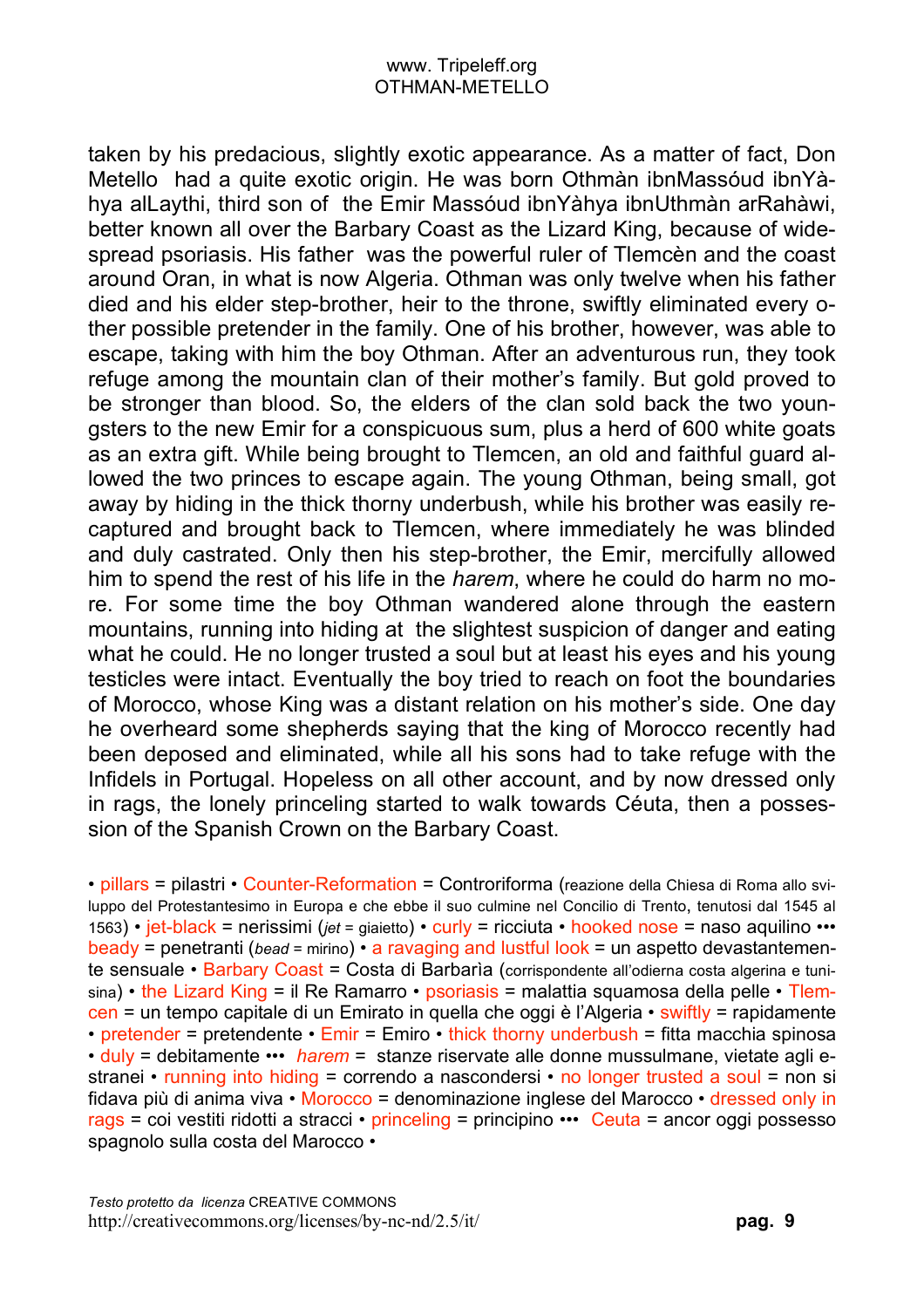taken by his predacious, slightly exotic appearance. As a matter of fact, Don Metello had a quite exotic origin. He was born Othmàn ibnMassóud ibnYàhya alLaythi, third son of the Emir Massóud ibnYàhya ibnUthmàn arRahàwi, better known all over the Barbary Coast as the Lizard King, because of widespread psoriasis. His father was the powerful ruler of Tlemcèn and the coast around Oran, in what is now Algeria. Othman was only twelve when his father died and his elder step-brother, heir to the throne, swiftly eliminated every other possible pretender in the family. One of his brother, however, was able to escape, taking with him the boy Othman. After an adventurous run, they took refuge among the mountain clan of their mother's family. But gold proved to be stronger than blood. So, the elders of the clan sold back the two youngsters to the new Emir for a conspicuous sum, plus a herd of 600 white goats as an extra gift. While being brought to Tlemcen, an old and faithful guard allowed the two princes to escape again. The young Othman, being small, got away by hiding in the thick thorny underbush, while his brother was easily recaptured and brought back to Tlemcen, where immediately he was blinded and duly castrated. Only then his step-brother, the Emir, mercifully allowed him to spend the rest of his life in the *harem*, where he could do harm no more. For some time the boy Othman wandered alone through the eastern mountains, running into hiding at the slightest suspicion of danger and eating what he could. He no longer trusted a soul but at least his eyes and his young testicles were intact. Eventually the boy tried to reach on foot the boundaries of Morocco, whose King was a distant relation on his mother's side. One day he overheard some shepherds saying that the king of Morocco recently had been deposed and eliminated, while all his sons had to take refuge with the Infidels in Portugal. Hopeless on all other account, and by now dressed only in rags, the lonely princeling started to walk towards Céuta, then a possession of the Spanish Crown on the Barbary Coast.

• pillars = pilastri • Counter-Reformation = Controriforma (reazione della Chiesa di Roma allo sviluppo del Protestantesimo in Europa e che ebbe il suo culmine nel Concilio di Trento, tenutosi dal 1545 al 1563) • jet-black = nerissimi (*jet* = giaietto) • curly = ricciuta • hooked nose = naso aquilino ••• beady = penetranti (*bead* = mirino) • a ravaging and lustful look = un aspetto devastantemente sensuale • Barbary Coast = Costa di Barbarìa (corrispondente all'odierna costa algerina e tunisina) • the Lizard King = il Re Ramarro • psoriasis = malattia squamosa della pelle • Tlemcen = un tempo capitale di un Emirato in quella che oggi è l'Algeria • swiftly = rapidamente • pretender = pretendente • Emir = Emiro • thick thorny underbush = fitta macchia spinosa • duly = debitamente ••• *harem* = stanze riservate alle donne mussulmane, vietate agli estranei • running into hiding = correndo a nascondersi • no longer trusted a soul = non si fidava più di anima viva • Morocco = denominazione inglese del Marocco • dressed only in rags = coi vestiti ridotti a stracci • princeling = principino ••• Ceuta = ancor oggi possesso spagnolo sulla costa del Marocco •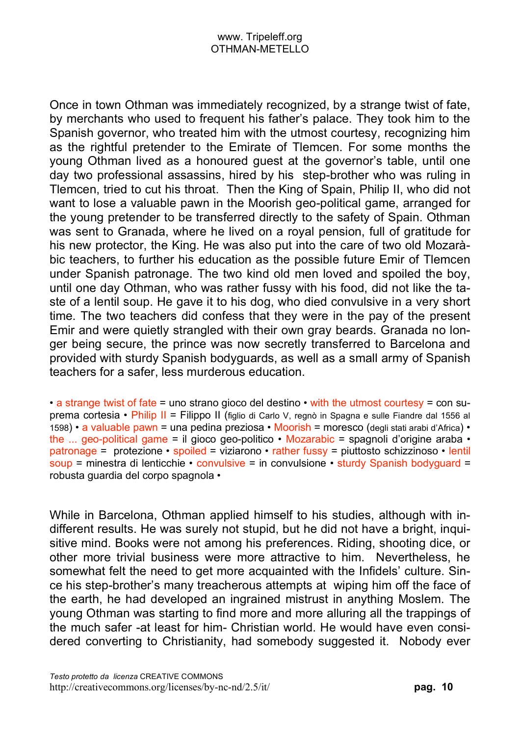Once in town Othman was immediately recognized, by a strange twist of fate, by merchants who used to frequent his father's palace. They took him to the Spanish governor, who treated him with the utmost courtesy, recognizing him as the rightful pretender to the Emirate of Tlemcen. For some months the young Othman lived as a honoured guest at the governor's table, until one day two professional assassins, hired by his step-brother who was ruling in Tlemcen, tried to cut his throat. Then the King of Spain, Philip II, who did not want to lose a valuable pawn in the Moorish geo-political game, arranged for the young pretender to be transferred directly to the safety of Spain. Othman was sent to Granada, where he lived on a royal pension, full of gratitude for his new protector, the King. He was also put into the care of two old Mozaràbic teachers, to further his education as the possible future Emir of Tlemcen under Spanish patronage. The two kind old men loved and spoiled the boy, until one day Othman, who was rather fussy with his food, did not like the taste of a lentil soup. He gave it to his dog, who died convulsive in a very short time. The two teachers did confess that they were in the pay of the present Emir and were quietly strangled with their own gray beards. Granada no longer being secure, the prince was now secretly transferred to Barcelona and provided with sturdy Spanish bodyguards, as well as a small army of Spanish teachers for a safer, less murderous education.

• a strange twist of fate = uno strano gioco del destino • with the utmost courtesy = con suprema cortesia • Philip II = Filippo II (figlio di Carlo V, regnò in Spagna e sulle Fiandre dal 1556 al 1598) • a valuable pawn = una pedina preziosa • Moorish = moresco (degli stati arabi d'Africa) • the ... geo-political game = il gioco geo-politico • Mozarabic = spagnoli d'origine araba • patronage = protezione • spoiled = viziarono • rather fussy = piuttosto schizzinoso • lentil soup = minestra di lenticchie • convulsive = in convulsione • sturdy Spanish bodyguard = robusta guardia del corpo spagnola •

While in Barcelona, Othman applied himself to his studies, although with indifferent results. He was surely not stupid, but he did not have a bright, inquisitive mind. Books were not among his preferences. Riding, shooting dice, or other more trivial business were more attractive to him. Nevertheless, he somewhat felt the need to get more acquainted with the Infidels' culture. Since his step-brother's many treacherous attempts at wiping him off the face of the earth, he had developed an ingrained mistrust in anything Moslem. The young Othman was starting to find more and more alluring all the trappings of the much safer -at least for him- Christian world. He would have even considered converting to Christianity, had somebody suggested it. Nobody ever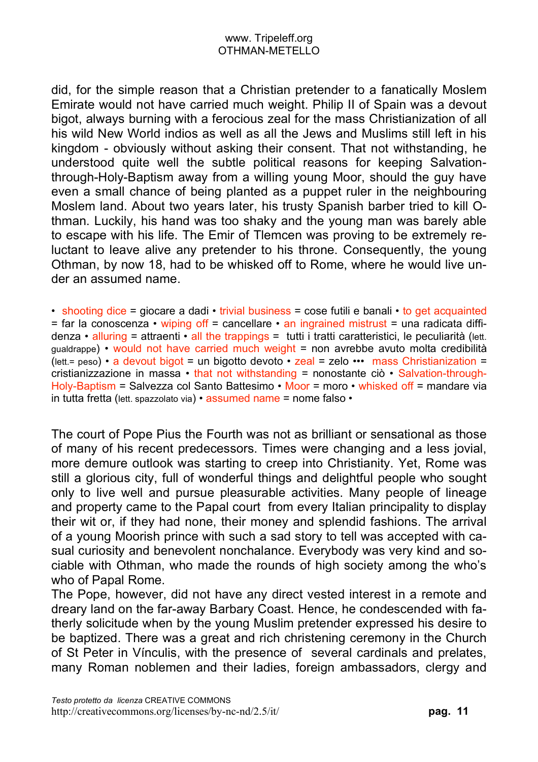did, for the simple reason that a Christian pretender to a fanatically Moslem Emirate would not have carried much weight. Philip II of Spain was a devout bigot, always burning with a ferocious zeal for the mass Christianization of all his wild New World indios as well as all the Jews and Muslims still left in his kingdom - obviously without asking their consent. That not withstanding, he understood quite well the subtle political reasons for keeping Salvation-through-Holy-Baptism away from a willing young Moor, should the guy have even a small chance of being planted as a puppet ruler in the neighbouring Moslem land. About two years later, his trusty Spanish barber tried to kill Othman. Luckily, his hand was too shaky and the young man was barely able to escape with his life. The Emir of Tlemcen was proving to be extremely reluctant to leave alive any pretender to his throne. Consequently, the young Othman, by now 18, had to be whisked off to Rome, where he would live under an assumed name.

• shooting dice = giocare a dadi • trivial business = cose futili e banali • to get acquainted = far la conoscenza • wiping off = cancellare • an ingrained mistrust = una radicata diffidenza • alluring = attraenti • all the trappings = tutti i tratti caratteristici, le peculiarità (lett. gualdrappe) • would not have carried much weight = non avrebbe avuto molta credibilità (lett.= peso) • a devout bigot = un bigotto devoto • zeal = zelo ••• mass Christianization = cristianizzazione in massa • that not withstanding = nonostante ciò • Salvation-through-Holy-Baptism = Salvezza col Santo Battesimo • Moor = moro • whisked off = mandare via in tutta fretta (lett. spazzolato via) • assumed name = nome falso •

The court of Pope Pius the Fourth was not as brilliant or sensational as those of many of his recent predecessors. Times were changing and a less jovial, more demure outlook was starting to creep into Christianity. Yet, Rome was still a glorious city, full of wonderful things and delightful people who sought only to live well and pursue pleasurable activities. Many people of lineage and property came to the Papal court from every Italian principality to display their wit or, if they had none, their money and splendid fashions. The arrival of a young Moorish prince with such a sad story to tell was accepted with casual curiosity and benevolent nonchalance. Everybody was very kind and sociable with Othman, who made the rounds of high society among the who's who of Papal Rome.
The Pope, however, did not have any direct vested interest in a remote and dreary land on the far-away Barbary Coast. Hence, he condescended with fatherly solicitude when by the young Muslim pretender expressed his desire to be baptized. There was a great and rich christening ceremony in the Church of St Peter in Vínculis, with the presence of several cardinals and prelates, many Roman noblemen and their ladies, foreign ambassadors, clergy and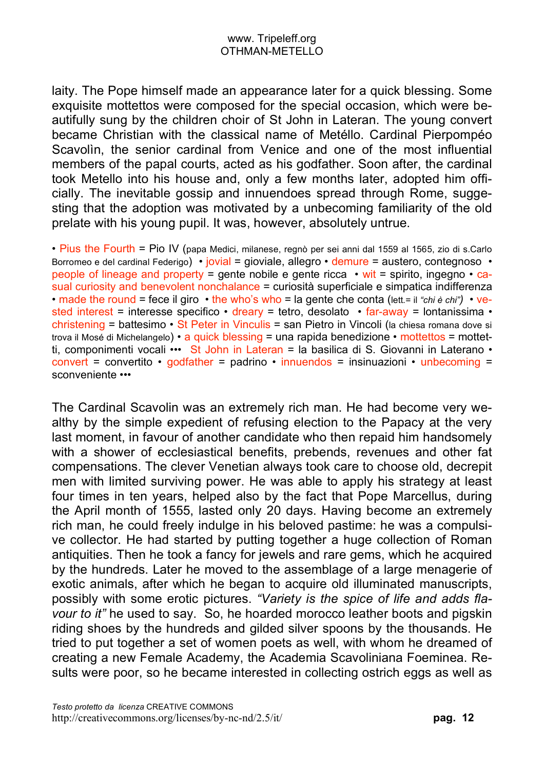laity. The Pope himself made an appearance later for a quick blessing. Some exquisite mottettos were composed for the special occasion, which were beautifully sung by the children choir of St John in Lateran. The young convert became Christian with the classical name of Metéllo. Cardinal Pierpompéo Scavolìn, the senior cardinal from Venice and one of the most influential members of the papal courts, acted as his godfather. Soon after, the cardinal took Metello into his house and, only a few months later, adopted him officially. The inevitable gossip and innuendoes spread through Rome, suggesting that the adoption was motivated by a unbecoming familiarity of the old prelate with his young pupil. It was, however, absolutely untrue.

• Pius the Fourth = Pio IV (papa Medici, milanese, regnò per sei anni dal 1559 al 1565, zio di s.Carlo Borromeo e del cardinal Federigo) • jovial = gioviale, allegro • demure = austero, contegnoso • people of lineage and property = gente nobile e gente ricca • wit = spirito, ingegno • casual curiosity and benevolent nonchalance = curiosità superficiale e simpatica indifferenza • made the round = fece il giro • the who's who = la gente che conta (lett.= il *"chi è chi")* • vested interest = interesse specifico • dreary = tetro, desolato • far-away = lontanissima • christening = battesimo • St Peter in Vinculis = san Pietro in Vincoli (la chiesa romana dove si trova il Mosé di Michelangelo) • a quick blessing = una rapida benedizione • mottettos = mottetti, componimenti vocali ••• St John in Lateran = la basilica di S. Giovanni in Laterano • convert = convertito • godfather = padrino • innuendos = insinuazioni • unbecoming = sconveniente •••

The Cardinal Scavolin was an extremely rich man. He had become very wealthy by the simple expedient of refusing election to the Papacy at the very last moment, in favour of another candidate who then repaid him handsomely with a shower of ecclesiastical benefits, prebends, revenues and other fat compensations. The clever Venetian always took care to choose old, decrepit men with limited surviving power. He was able to apply his strategy at least four times in ten years, helped also by the fact that Pope Marcellus, during the April month of 1555, lasted only 20 days. Having become an extremely rich man, he could freely indulge in his beloved pastime: he was a compulsive collector. He had started by putting together a huge collection of Roman antiquities. Then he took a fancy for jewels and rare gems, which he acquired by the hundreds. Later he moved to the assemblage of a large menagerie of exotic animals, after which he began to acquire old illuminated manuscripts, possibly with some erotic pictures. *"Variety is the spice of life and adds flavour to it"* he used to say. So, he hoarded morocco leather boots and pigskin riding shoes by the hundreds and gilded silver spoons by the thousands. He tried to put together a set of women poets as well, with whom he dreamed of creating a new Female Academy, the Academia Scavoliniana Foeminea. Results were poor, so he became interested in collecting ostrich eggs as well as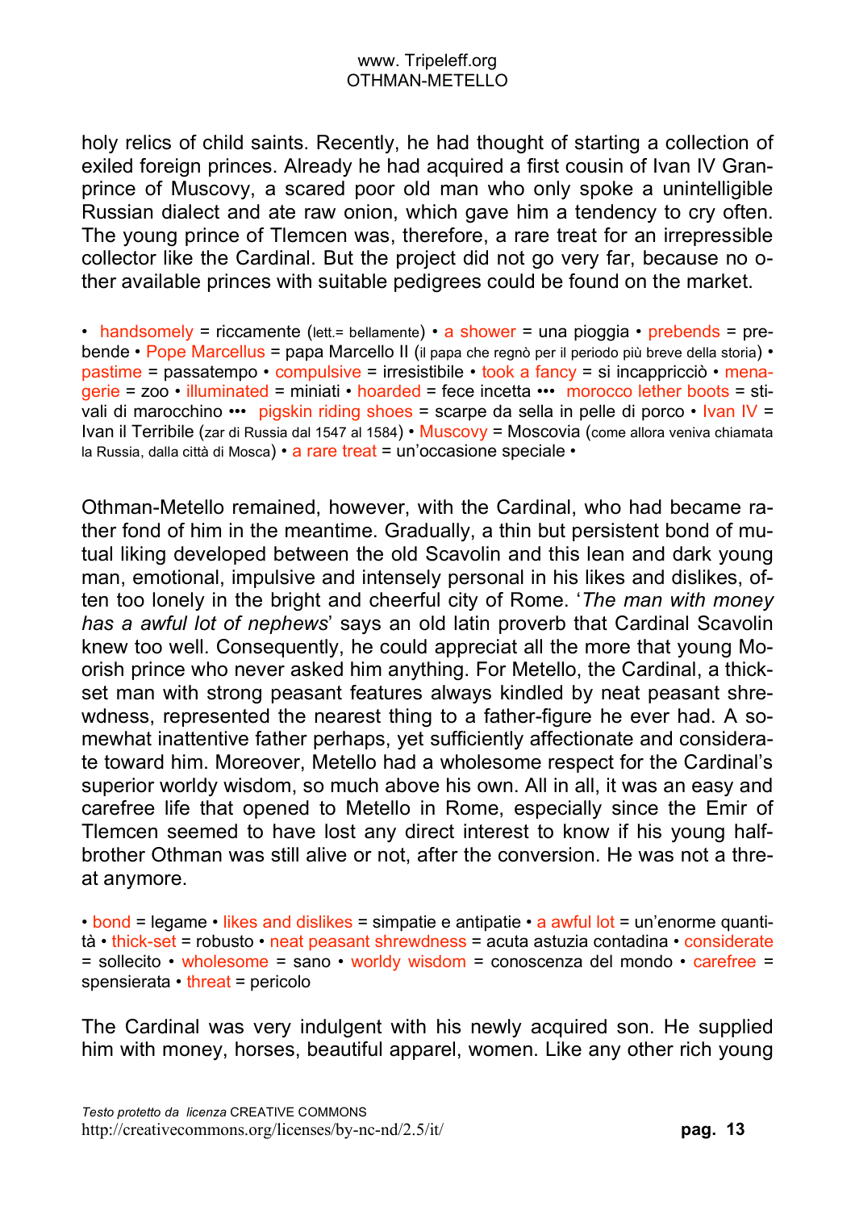holy relics of child saints. Recently, he had thought of starting a collection of exiled foreign princes. Already he had acquired a first cousin of Ivan IV Granprince of Muscovy, a scared poor old man who only spoke a unintelligible Russian dialect and ate raw onion, which gave him a tendency to cry often. The young prince of Tlemcen was, therefore, a rare treat for an irrepressible collector like the Cardinal. But the project did not go very far, because no other available princes with suitable pedigrees could be found on the market.

• handsomely = riccamente (lett.= bellamente) • a shower = una pioggia • prebends = prebende • Pope Marcellus = papa Marcello II (il papa che regnò per il periodo più breve della storia) • pastime = passatempo • compulsive = irresistibile • took a fancy = si incapricciò • menagerie = zoo • illuminated = miniati • hoarded = fece incetta ••• morocco lether boots = stivali di marocchino ••• pigskin riding shoes = scarpe da sella in pelle di porco • Ivan IV = Ivan il Terribile (zar di Russia dal 1547 al 1584) • Muscovy = Moscovia (come allora veniva chiamata la Russia, dalla città di Mosca) • a rare treat = un'occasione speciale •

Othman-Metello remained, however, with the Cardinal, who had became rather fond of him in the meantime. Gradually, a thin but persistent bond of mutual liking developed between the old Scavolin and this lean and dark young man, emotional, impulsive and intensely personal in his likes and dislikes, often too lonely in the bright and cheerful city of Rome. '*The man with money has a awful lot of nephews*' says an old latin proverb that Cardinal Scavolin knew too well. Consequently, he could appreciat all the more that young Moorish prince who never asked him anything. For Metello, the Cardinal, a thickset man with strong peasant features always kindled by neat peasant shrewdness, represented the nearest thing to a father-figure he ever had. A somewhat inattentive father perhaps, yet sufficiently affectionate and considerate toward him. Moreover, Metello had a wholesome respect for the Cardinal's superior worldy wisdom, so much above his own. All in all, it was an easy and carefree life that opened to Metello in Rome, especially since the Emir of Tlemcen seemed to have lost any direct interest to know if his young half-brother Othman was still alive or not, after the conversion. He was not a threat anymore.

• bond = legame • likes and dislikes = simpatie e antipatie • a awful lot = un'enorme quantità • thick-set = robusto • neat peasant shrewdness = acuta astuzia contadina • considerate = sollecito • wholesome = sano • worldy wisdom = conoscenza del mondo • carefree = spensierata • threat = pericolo

The Cardinal was very indulgent with his newly acquired son. He supplied him with money, horses, beautiful apparel, women. Like any other rich young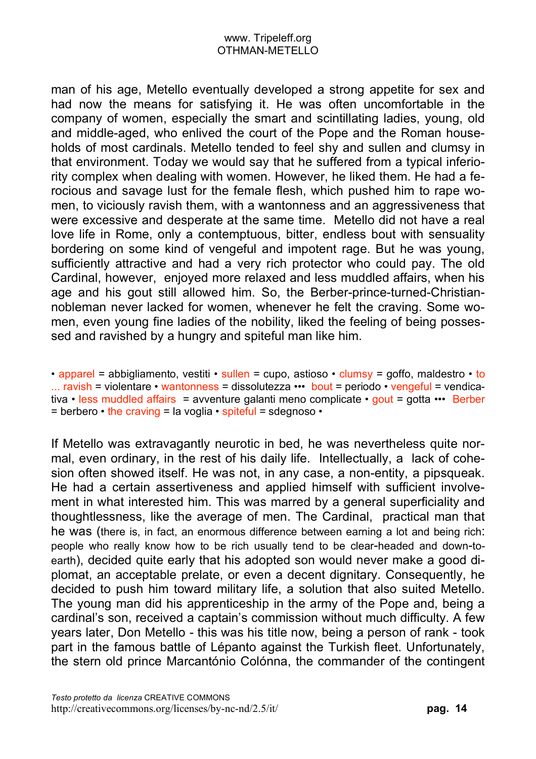man of his age, Metello eventually developed a strong appetite for sex and had now the means for satisfying it. He was often uncomfortable in the company of women, especially the smart and scintillating ladies, young, old and middle-aged, who enlived the court of the Pope and the Roman households of most cardinals. Metello tended to feel shy and sullen and clumsy in that environment. Today we would say that he suffered from a typical inferiority complex when dealing with women. However, he liked them. He had a ferocious and savage lust for the female flesh, which pushed him to rape women, to viciously ravish them, with a wantonness and an aggressiveness that were excessive and desperate at the same time. Metello did not have a real love life in Rome, only a contemptuous, bitter, endless bout with sensuality bordering on some kind of vengeful and impotent rage. But he was young, sufficiently attractive and had a very rich protector who could pay. The old Cardinal, however, enjoyed more relaxed and less muddled affairs, when his age and his gout still allowed him. So, the Berber-prince-turned-Christian-nobleman never lacked for women, whenever he felt the craving. Some women, even young fine ladies of the nobility, liked the feeling of being possessed and ravished by a hungry and spiteful man like him.

• apparel = abbigliamento, vestiti • sullen = cupo, astioso • clumsy = goffo, maldestro • to ... ravish = violentare • wantonness = dissolutezza ••• bout = periodo • vengeful = vendicativa • less muddled affairs = avventure galanti meno complicate • gout = gotta ••• Berber = berbero • the craving = la voglia • spiteful = sdegnoso •

If Metello was extravagantly neurotic in bed, he was nevertheless quite normal, even ordinary, in the rest of his daily life. Intellectually, a lack of cohesion often showed itself. He was not, in any case, a non-entity, a pipsqueak. He had a certain assertiveness and applied himself with sufficient involvement in what interested him. This was marred by a general superficiality and thoughtlessness, like the average of men. The Cardinal, practical man that he was (there is, in fact, an enormous difference between earning a lot and being rich: people who really know how to be rich usually tend to be clear-headed and down-to-earth), decided quite early that his adopted son would never make a good diplomat, an acceptable prelate, or even a decent dignitary. Consequently, he decided to push him toward military life, a solution that also suited Metello. The young man did his apprenticeship in the army of the Pope and, being a cardinal's son, received a captain's commission without much difficulty. A few years later, Don Metello - this was his title now, being a person of rank - took part in the famous battle of Lépanto against the Turkish fleet. Unfortunately, the stern old prince Marcantónio Colónna, the commander of the contingent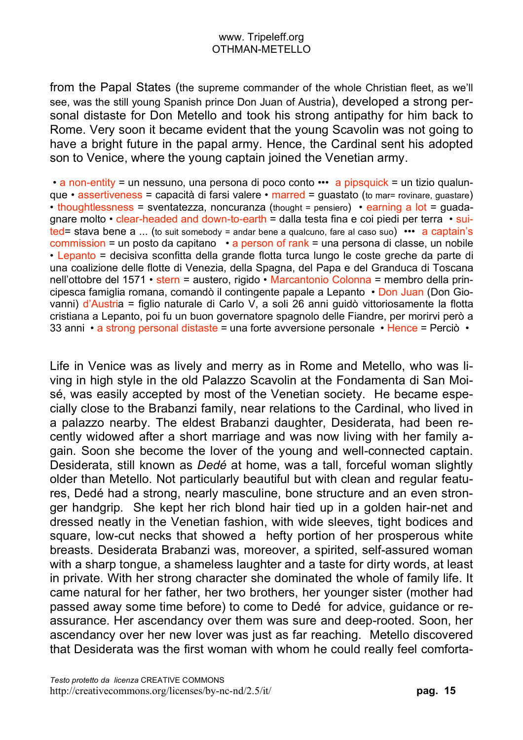from the Papal States (the supreme commander of the whole Christian fleet, as we'll see, was the still young Spanish prince Don Juan of Austria), developed a strong personal distaste for Don Metello and took his strong antipathy for him back to Rome. Very soon it became evident that the young Scavolin was not going to have a bright future in the papal army. Hence, the Cardinal sent his adopted son to Venice, where the young captain joined the Venetian army.

• a non-entity = un nessuno, una persona di poco conto ••• a pipsquick = un tizio qualunque • assertiveness = capacità di farsi valere • marred = guastato (to mar= rovinare, guastare) • thoughtlessness = sventatezza, noncuranza (thought = pensiero) • earning a lot = guadagnare molto • clear-headed and down-to-earth = dalla testa fina e coi piedi per terra • suited= stava bene a ... (to suit somebody = andar bene a qualcuno, fare al caso suo) ••• a captain's commission = un posto da capitano • a person of rank = una persona di classe, un nobile • Lepanto = decisiva sconfitta della grande flotta turca lungo le coste greche da parte di una coalizione delle flotte di Venezia, della Spagna, del Papa e del Granduca di Toscana nell'ottobre del 1571 • stern = austero, rigido • Marcantonio Colonna = membro della principesca famiglia romana, comandò il contingente papale a Lepanto • Don Juan (Don Giovanni) d'Austria = figlio naturale di Carlo V, a soli 26 anni guidò vittoriosamente la flotta cristiana a Lepanto, poi fu un buon governatore spagnolo delle Fiandre, per morirvi però a 33 anni • a strong personal distaste = una forte avversione personale • Hence = Perciò •

Life in Venice was as lively and merry as in Rome and Metello, who was living in high style in the old Palazzo Scavolin at the Fondamenta di San Moisé, was easily accepted by most of the Venetian society. He became especially close to the Brabanzi family, near relations to the Cardinal, who lived in a palazzo nearby. The eldest Brabanzi daughter, Desiderata, had been recently widowed after a short marriage and was now living with her family again. Soon she become the lover of the young and well-connected captain. Desiderata, still known as *Dedé* at home, was a tall, forceful woman slightly older than Metello. Not particularly beautiful but with clean and regular features, Dedé had a strong, nearly masculine, bone structure and an even stronger handgrip. She kept her rich blond hair tied up in a golden hair-net and dressed neatly in the Venetian fashion, with wide sleeves, tight bodices and square, low-cut necks that showed a hefty portion of her prosperous white breasts. Desiderata Brabanzi was, moreover, a spirited, self-assured woman with a sharp tongue, a shameless laughter and a taste for dirty words, at least in private. With her strong character she dominated the whole of family life. It came natural for her father, her two brothers, her younger sister (mother had passed away some time before) to come to Dedé for advice, guidance or reassurance. Her ascendancy over them was sure and deep-rooted. Soon, her ascendancy over her new lover was just as far reaching. Metello discovered that Desiderata was the first woman with whom he could really feel comforta-